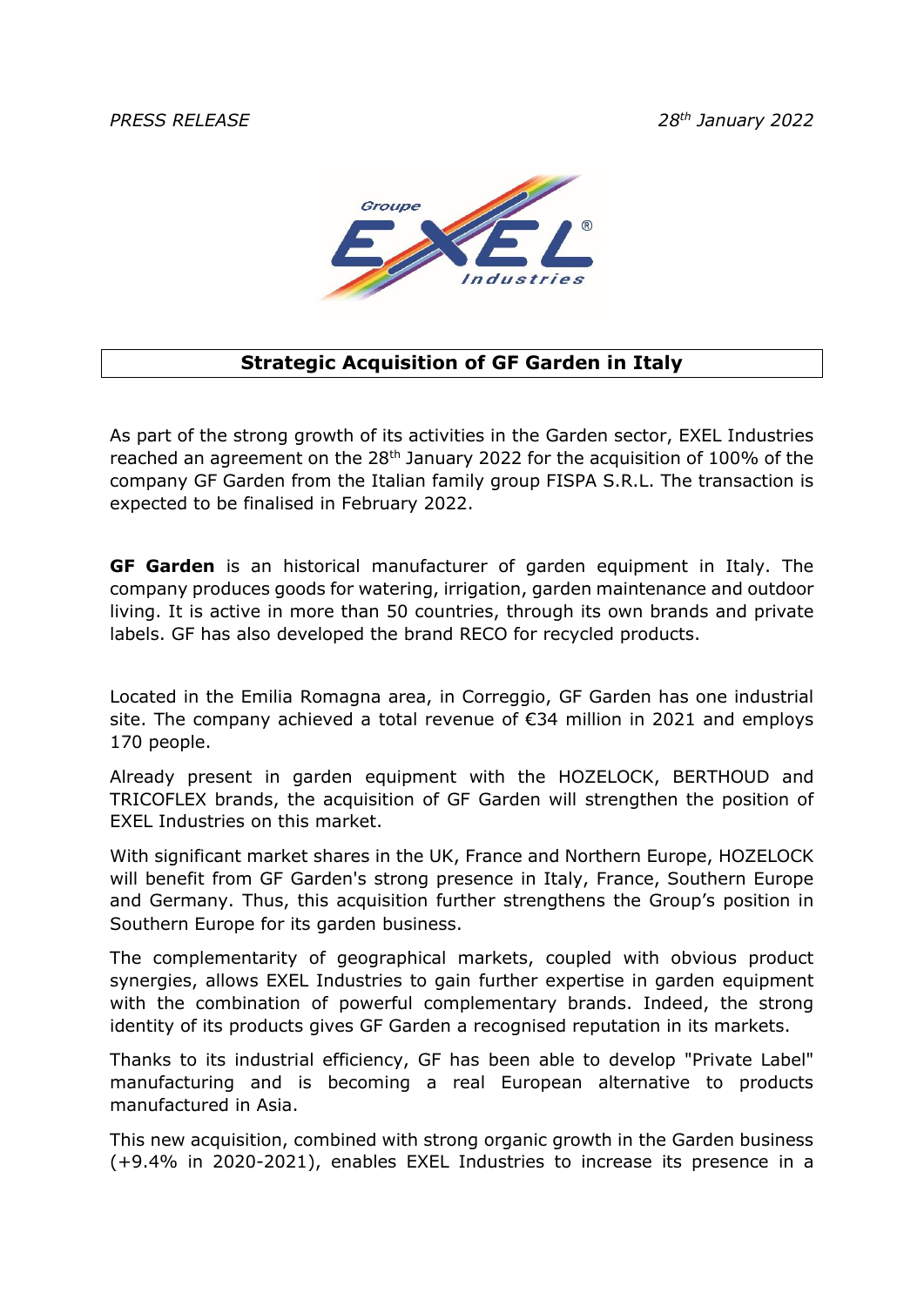*PRESS RELEASE* *28th January 2022*

# Strategic Acquisition of GF Garden in Italy

As part of the strong growth of its activities in the Garden sector, EXEL Industries reached an agreement on the 28th January 2022 for the acquisition of 100% of the company GF Garden from the Italian family group FISPA S.R.L. The transaction is expected to be finalised in February 2022.

**GF Garden** is an historical manufacturer of garden equipment in Italy. The company produces goods for watering, irrigation, garden maintenance and outdoor living. It is active in more than 50 countries, through its own brands and private labels. GF has also developed the brand RECO for recycled products.

Located in the Emilia Romagna area, in Correggio, GF Garden has one industrial site. The company achieved a total revenue of €34 million in 2021 and employs 170 people.

Already present in garden equipment with the HOZELOCK, BERTHOUD and TRICOFLEX brands, the acquisition of GF Garden will strengthen the position of EXEL Industries on this market.

With significant market shares in the UK, France and Northern Europe, HOZELOCK will benefit from GF Garden's strong presence in Italy, France, Southern Europe and Germany. Thus, this acquisition further strengthens the Group's position in Southern Europe for its garden business.

The complementarity of geographical markets, coupled with obvious product synergies, allows EXEL Industries to gain further expertise in garden equipment with the combination of powerful complementary brands. Indeed, the strong identity of its products gives GF Garden a recognised reputation in its markets.

Thanks to its industrial efficiency, GF has been able to develop "Private Label" manufacturing and is becoming a real European alternative to products manufactured in Asia.

This new acquisition, combined with strong organic growth in the Garden business (+9.4% in 2020-2021), enables EXEL Industries to increase its presence in a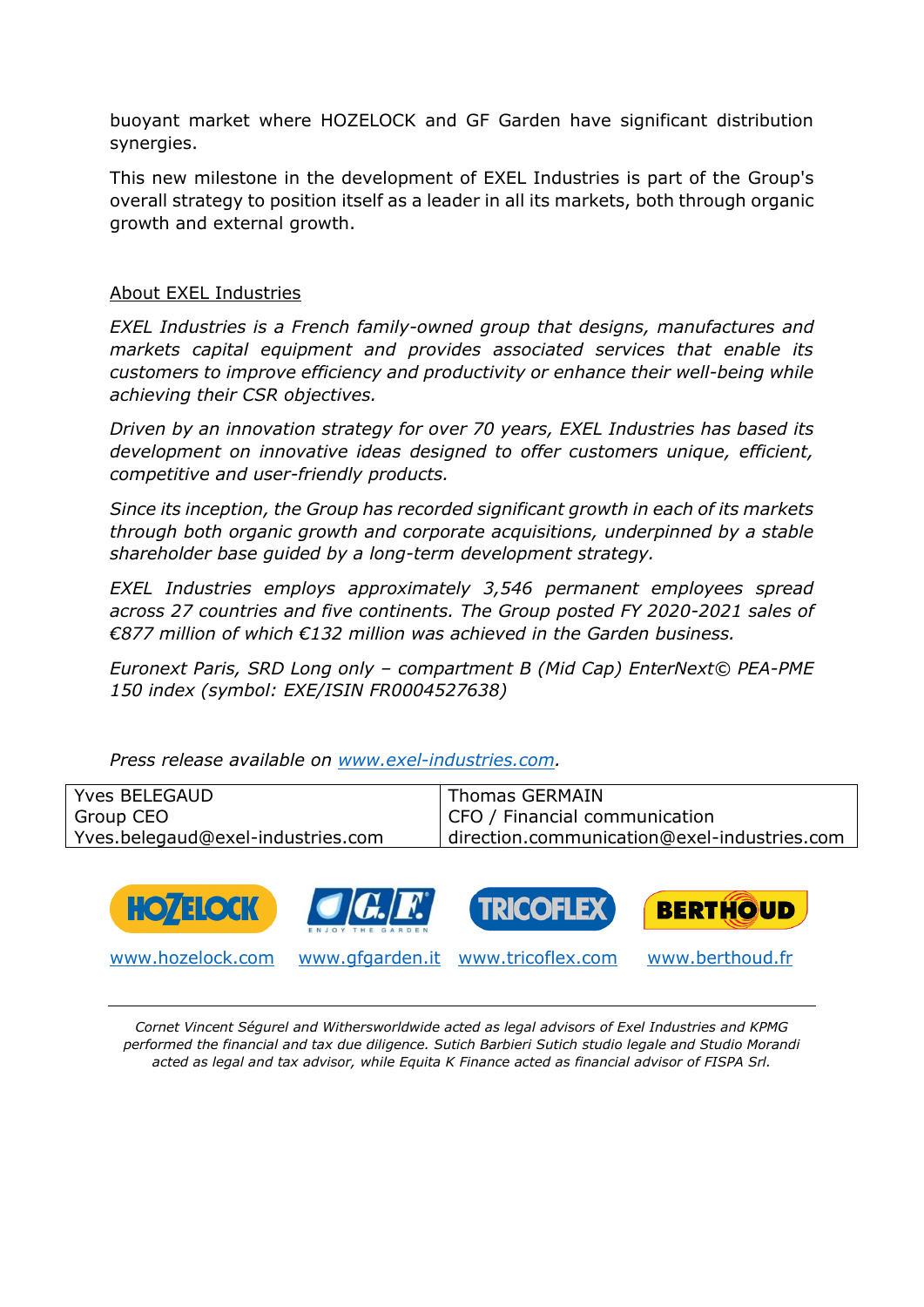buoyant market where HOZELOCK and GF Garden have significant distribution synergies.

This new milestone in the development of EXEL Industries is part of the Group's overall strategy to position itself as a leader in all its markets, both through organic growth and external growth.

## About EXEL Industries

*EXEL Industries is a French family-owned group that designs, manufactures and markets capital equipment and provides associated services that enable its customers to improve efficiency and productivity or enhance their well-being while achieving their CSR objectives.*

*Driven by an innovation strategy for over 70 years, EXEL Industries has based its development on innovative ideas designed to offer customers unique, efficient, competitive and user-friendly products.*

*Since its inception, the Group has recorded significant growth in each of its markets through both organic growth and corporate acquisitions, underpinned by a stable shareholder base guided by a long-term development strategy.*

*EXEL Industries employs approximately 3,546 permanent employees spread across 27 countries and five continents. The Group posted FY 2020-2021 sales of €877 million of which €132 million was achieved in the Garden business.*

*Euronext Paris, SRD Long only – compartment B (Mid Cap) EnterNext© PEA-PME 150 index (symbol: EXE/ISIN FR0004527638)*

*Press release available on www.exel-industries.com.*

| | |
|---|---|
| Yves BELEGAUD<br>Group CEO<br>Yves.belegaud@exel-industries.com | Thomas GERMAIN<br>CFO / Financial communication<br>direction.communication@exel-industries.com |

HOZELOCK — www.hozelock.com

G.F. ENJOY THE GARDEN — www.gfgarden.it

TRICOFLEX — www.tricoflex.com

BERTHOUD — www.berthoud.fr

---

*Cornet Vincent Ségurel and Withersworldwide acted as legal advisors of Exel Industries and KPMG performed the financial and tax due diligence. Sutich Barbieri Sutich studio legale and Studio Morandi acted as legal and tax advisor, while Equita K Finance acted as financial advisor of FISPA Srl.*